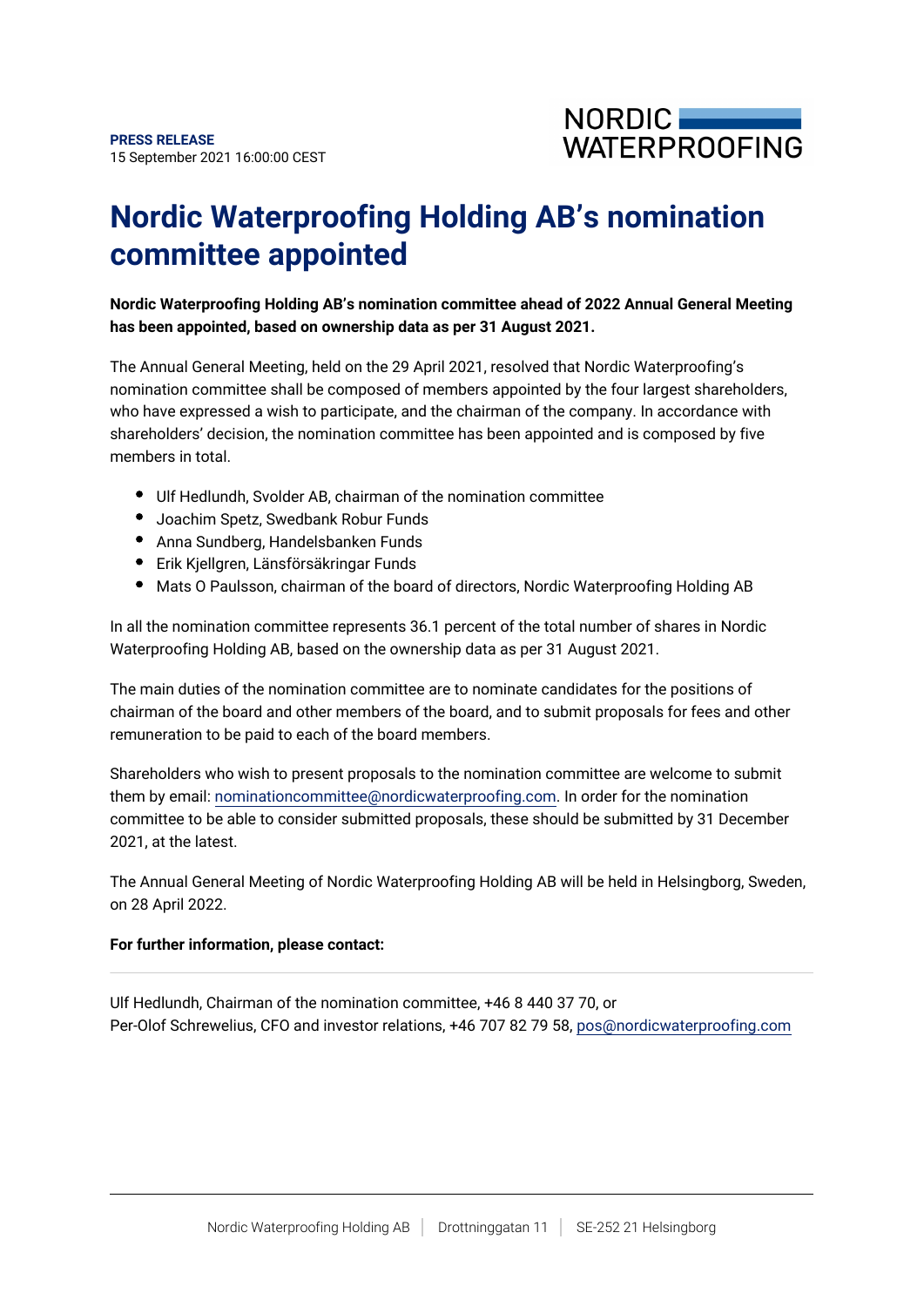**PRESS RELEASE**
15 September 2021 16:00:00 CEST

# Nordic Waterproofing Holding AB's nomination committee appointed

**Nordic Waterproofing Holding AB's nomination committee ahead of 2022 Annual General Meeting has been appointed, based on ownership data as per 31 August 2021.**

The Annual General Meeting, held on the 29 April 2021, resolved that Nordic Waterproofing's nomination committee shall be composed of members appointed by the four largest shareholders, who have expressed a wish to participate, and the chairman of the company. In accordance with shareholders' decision, the nomination committee has been appointed and is composed by five members in total.

- Ulf Hedlundh, Svolder AB, chairman of the nomination committee
- Joachim Spetz, Swedbank Robur Funds
- Anna Sundberg, Handelsbanken Funds
- Erik Kjellgren, Länsförsäkringar Funds
- Mats O Paulsson, chairman of the board of directors, Nordic Waterproofing Holding AB

In all the nomination committee represents 36.1 percent of the total number of shares in Nordic Waterproofing Holding AB, based on the ownership data as per 31 August 2021.

The main duties of the nomination committee are to nominate candidates for the positions of chairman of the board and other members of the board, and to submit proposals for fees and other remuneration to be paid to each of the board members.

Shareholders who wish to present proposals to the nomination committee are welcome to submit them by email: nominationcommittee@nordicwaterproofing.com. In order for the nomination committee to be able to consider submitted proposals, these should be submitted by 31 December 2021, at the latest.

The Annual General Meeting of Nordic Waterproofing Holding AB will be held in Helsingborg, Sweden, on 28 April 2022.

**For further information, please contact:**

---

Ulf Hedlundh, Chairman of the nomination committee, +46 8 440 37 70, or
Per-Olof Schrewelius, CFO and investor relations, +46 707 82 79 58, pos@nordicwaterproofing.com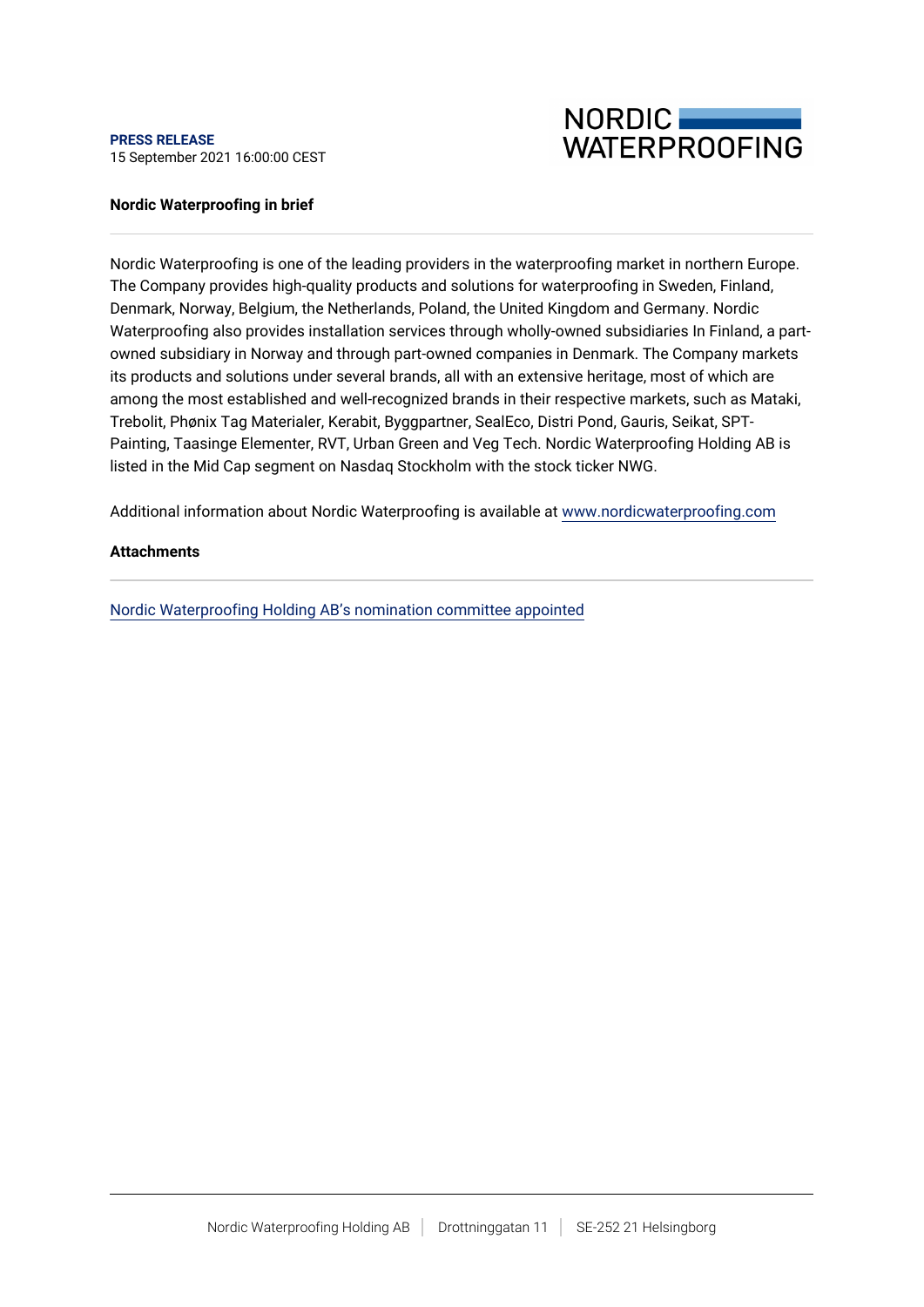**PRESS RELEASE**
15 September 2021 16:00:00 CEST

### Nordic Waterproofing in brief

Nordic Waterproofing is one of the leading providers in the waterproofing market in northern Europe. The Company provides high-quality products and solutions for waterproofing in Sweden, Finland, Denmark, Norway, Belgium, the Netherlands, Poland, the United Kingdom and Germany. Nordic Waterproofing also provides installation services through wholly-owned subsidiaries In Finland, a part-owned subsidiary in Norway and through part-owned companies in Denmark. The Company markets its products and solutions under several brands, all with an extensive heritage, most of which are among the most established and well-recognized brands in their respective markets, such as Mataki, Trebolit, Phønix Tag Materialer, Kerabit, Byggpartner, SealEco, Distri Pond, Gauris, Seikat, SPT-Painting, Taasinge Elementer, RVT, Urban Green and Veg Tech. Nordic Waterproofing Holding AB is listed in the Mid Cap segment on Nasdaq Stockholm with the stock ticker NWG.

Additional information about Nordic Waterproofing is available at www.nordicwaterproofing.com

### Attachments

Nordic Waterproofing Holding AB's nomination committee appointed

Nordic Waterproofing Holding AB | Drottninggatan 11 | SE-252 21 Helsingborg